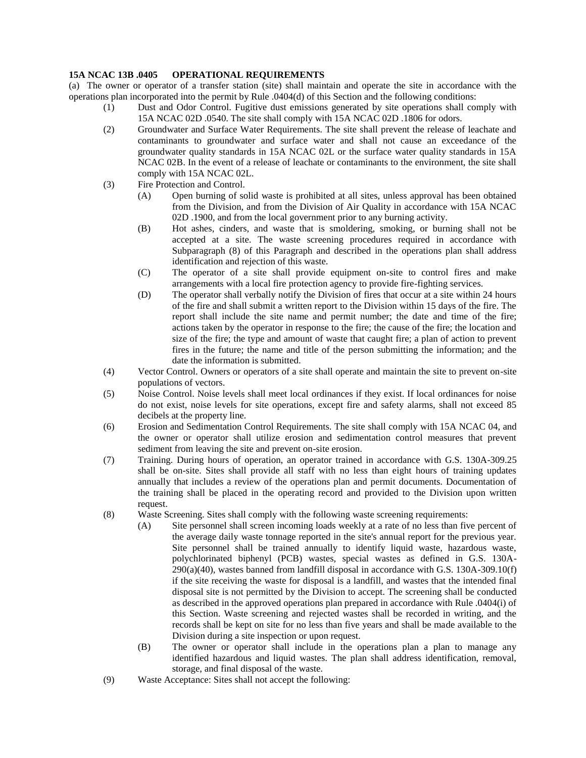**15A NCAC 13B .0405 OPERATIONAL REQUIREMENTS**

(a) The owner or operator of a transfer station (site) shall maintain and operate the site in accordance with the operations plan incorporated into the permit by Rule .0404(d) of this Section and the following conditions:

(1) Dust and Odor Control. Fugitive dust emissions generated by site operations shall comply with 15A NCAC 02D .0540. The site shall comply with 15A NCAC 02D .1806 for odors.

(2) Groundwater and Surface Water Requirements. The site shall prevent the release of leachate and contaminants to groundwater and surface water and shall not cause an exceedance of the groundwater quality standards in 15A NCAC 02L or the surface water quality standards in 15A NCAC 02B. In the event of a release of leachate or contaminants to the environment, the site shall comply with 15A NCAC 02L.

(3) Fire Protection and Control.

(A) Open burning of solid waste is prohibited at all sites, unless approval has been obtained from the Division, and from the Division of Air Quality in accordance with 15A NCAC 02D .1900, and from the local government prior to any burning activity.

(B) Hot ashes, cinders, and waste that is smoldering, smoking, or burning shall not be accepted at a site. The waste screening procedures required in accordance with Subparagraph (8) of this Paragraph and described in the operations plan shall address identification and rejection of this waste.

(C) The operator of a site shall provide equipment on-site to control fires and make arrangements with a local fire protection agency to provide fire-fighting services.

(D) The operator shall verbally notify the Division of fires that occur at a site within 24 hours of the fire and shall submit a written report to the Division within 15 days of the fire. The report shall include the site name and permit number; the date and time of the fire; actions taken by the operator in response to the fire; the cause of the fire; the location and size of the fire; the type and amount of waste that caught fire; a plan of action to prevent fires in the future; the name and title of the person submitting the information; and the date the information is submitted.

(4) Vector Control. Owners or operators of a site shall operate and maintain the site to prevent on-site populations of vectors.

(5) Noise Control. Noise levels shall meet local ordinances if they exist. If local ordinances for noise do not exist, noise levels for site operations, except fire and safety alarms, shall not exceed 85 decibels at the property line.

(6) Erosion and Sedimentation Control Requirements. The site shall comply with 15A NCAC 04, and the owner or operator shall utilize erosion and sedimentation control measures that prevent sediment from leaving the site and prevent on-site erosion.

(7) Training. During hours of operation, an operator trained in accordance with G.S. 130A-309.25 shall be on-site. Sites shall provide all staff with no less than eight hours of training updates annually that includes a review of the operations plan and permit documents. Documentation of the training shall be placed in the operating record and provided to the Division upon written request.

(8) Waste Screening. Sites shall comply with the following waste screening requirements:

(A) Site personnel shall screen incoming loads weekly at a rate of no less than five percent of the average daily waste tonnage reported in the site's annual report for the previous year. Site personnel shall be trained annually to identify liquid waste, hazardous waste, polychlorinated biphenyl (PCB) wastes, special wastes as defined in G.S. 130A-290(a)(40), wastes banned from landfill disposal in accordance with G.S. 130A-309.10(f) if the site receiving the waste for disposal is a landfill, and wastes that the intended final disposal site is not permitted by the Division to accept. The screening shall be conducted as described in the approved operations plan prepared in accordance with Rule .0404(i) of this Section. Waste screening and rejected wastes shall be recorded in writing, and the records shall be kept on site for no less than five years and shall be made available to the Division during a site inspection or upon request.

(B) The owner or operator shall include in the operations plan a plan to manage any identified hazardous and liquid wastes. The plan shall address identification, removal, storage, and final disposal of the waste.

(9) Waste Acceptance: Sites shall not accept the following: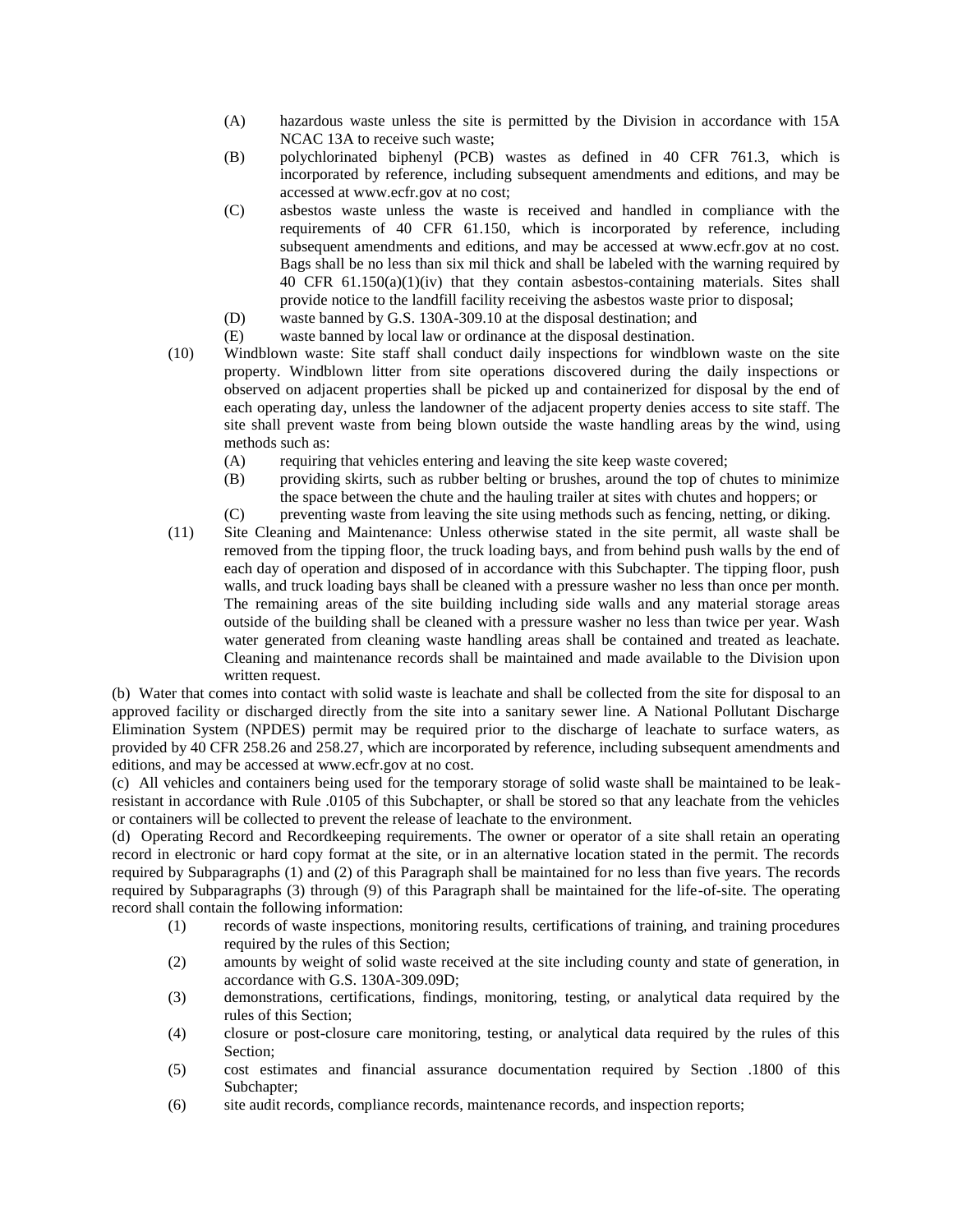(A) hazardous waste unless the site is permitted by the Division in accordance with 15A NCAC 13A to receive such waste;

(B) polychlorinated biphenyl (PCB) wastes as defined in 40 CFR 761.3, which is incorporated by reference, including subsequent amendments and editions, and may be accessed at www.ecfr.gov at no cost;

(C) asbestos waste unless the waste is received and handled in compliance with the requirements of 40 CFR 61.150, which is incorporated by reference, including subsequent amendments and editions, and may be accessed at www.ecfr.gov at no cost. Bags shall be no less than six mil thick and shall be labeled with the warning required by 40 CFR 61.150(a)(1)(iv) that they contain asbestos-containing materials. Sites shall provide notice to the landfill facility receiving the asbestos waste prior to disposal;

(D) waste banned by G.S. 130A-309.10 at the disposal destination; and

(E) waste banned by local law or ordinance at the disposal destination.

(10) Windblown waste: Site staff shall conduct daily inspections for windblown waste on the site property. Windblown litter from site operations discovered during the daily inspections or observed on adjacent properties shall be picked up and containerized for disposal by the end of each operating day, unless the landowner of the adjacent property denies access to site staff. The site shall prevent waste from being blown outside the waste handling areas by the wind, using methods such as:

(A) requiring that vehicles entering and leaving the site keep waste covered;

(B) providing skirts, such as rubber belting or brushes, around the top of chutes to minimize the space between the chute and the hauling trailer at sites with chutes and hoppers; or

(C) preventing waste from leaving the site using methods such as fencing, netting, or diking.

(11) Site Cleaning and Maintenance: Unless otherwise stated in the site permit, all waste shall be removed from the tipping floor, the truck loading bays, and from behind push walls by the end of each day of operation and disposed of in accordance with this Subchapter. The tipping floor, push walls, and truck loading bays shall be cleaned with a pressure washer no less than once per month. The remaining areas of the site building including side walls and any material storage areas outside of the building shall be cleaned with a pressure washer no less than twice per year. Wash water generated from cleaning waste handling areas shall be contained and treated as leachate. Cleaning and maintenance records shall be maintained and made available to the Division upon written request.

(b) Water that comes into contact with solid waste is leachate and shall be collected from the site for disposal to an approved facility or discharged directly from the site into a sanitary sewer line. A National Pollutant Discharge Elimination System (NPDES) permit may be required prior to the discharge of leachate to surface waters, as provided by 40 CFR 258.26 and 258.27, which are incorporated by reference, including subsequent amendments and editions, and may be accessed at www.ecfr.gov at no cost.

(c) All vehicles and containers being used for the temporary storage of solid waste shall be maintained to be leak-resistant in accordance with Rule .0105 of this Subchapter, or shall be stored so that any leachate from the vehicles or containers will be collected to prevent the release of leachate to the environment.

(d) Operating Record and Recordkeeping requirements. The owner or operator of a site shall retain an operating record in electronic or hard copy format at the site, or in an alternative location stated in the permit. The records required by Subparagraphs (1) and (2) of this Paragraph shall be maintained for no less than five years. The records required by Subparagraphs (3) through (9) of this Paragraph shall be maintained for the life-of-site. The operating record shall contain the following information:

(1) records of waste inspections, monitoring results, certifications of training, and training procedures required by the rules of this Section;

(2) amounts by weight of solid waste received at the site including county and state of generation, in accordance with G.S. 130A-309.09D;

(3) demonstrations, certifications, findings, monitoring, testing, or analytical data required by the rules of this Section;

(4) closure or post-closure care monitoring, testing, or analytical data required by the rules of this Section;

(5) cost estimates and financial assurance documentation required by Section .1800 of this Subchapter;

(6) site audit records, compliance records, maintenance records, and inspection reports;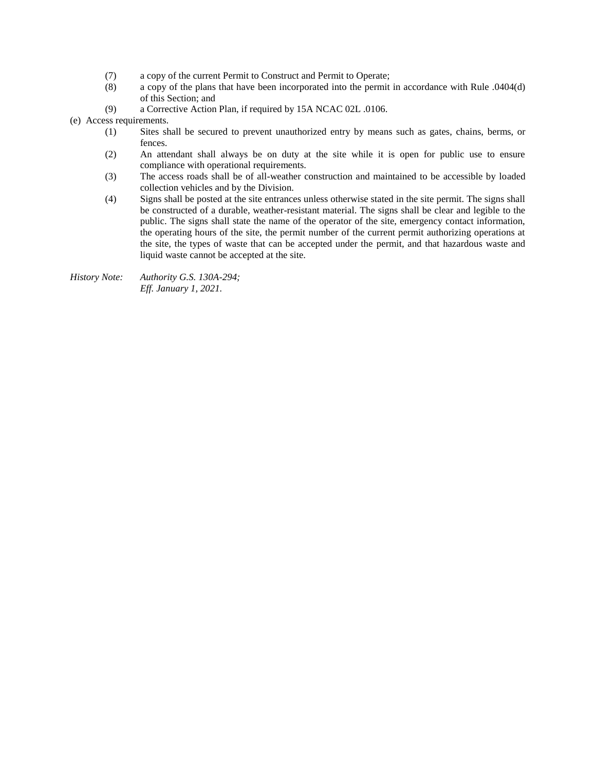(7) a copy of the current Permit to Construct and Permit to Operate;

(8) a copy of the plans that have been incorporated into the permit in accordance with Rule .0404(d) of this Section; and

(9) a Corrective Action Plan, if required by 15A NCAC 02L .0106.

(e) Access requirements.

(1) Sites shall be secured to prevent unauthorized entry by means such as gates, chains, berms, or fences.

(2) An attendant shall always be on duty at the site while it is open for public use to ensure compliance with operational requirements.

(3) The access roads shall be of all-weather construction and maintained to be accessible by loaded collection vehicles and by the Division.

(4) Signs shall be posted at the site entrances unless otherwise stated in the site permit. The signs shall be constructed of a durable, weather-resistant material. The signs shall be clear and legible to the public. The signs shall state the name of the operator of the site, emergency contact information, the operating hours of the site, the permit number of the current permit authorizing operations at the site, the types of waste that can be accepted under the permit, and that hazardous waste and liquid waste cannot be accepted at the site.

*History Note: Authority G.S. 130A-294;*
*Eff. January 1, 2021.*